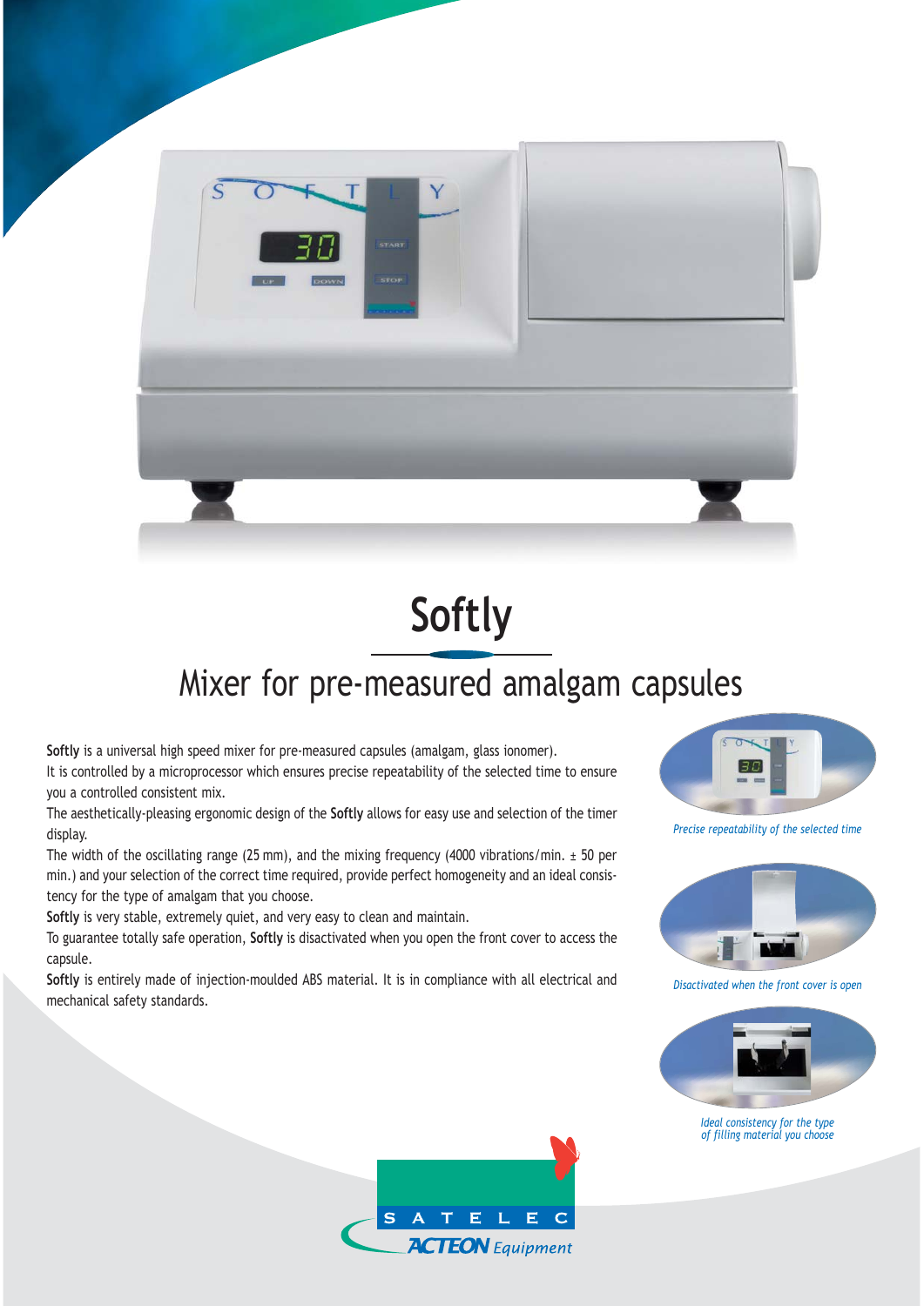# Softly

## Mixer for pre-measured amalgam capsules

**Softly** is a universal high speed mixer for pre-measured capsules (amalgam, glass ionomer).
It is controlled by a microprocessor which ensures precise repeatability of the selected time to ensure you a controlled consistent mix.
The aesthetically-pleasing ergonomic design of the **Softly** allows for easy use and selection of the timer display.
The width of the oscillating range (25 mm), and the mixing frequency (4000 vibrations/min. ± 50 per min.) and your selection of the correct time required, provide perfect homogeneity and an ideal consistency for the type of amalgam that you choose.
**Softly** is very stable, extremely quiet, and very easy to clean and maintain.
To guarantee totally safe operation, **Softly** is disactivated when you open the front cover to access the capsule.
**Softly** is entirely made of injection-moulded ABS material. It is in compliance with all electrical and mechanical safety standards.

*Precise repeatability of the selected time*

*Disactivated when the front cover is open*

*Ideal consistency for the type of filling material you choose*

SATELEC
ACTEON Equipment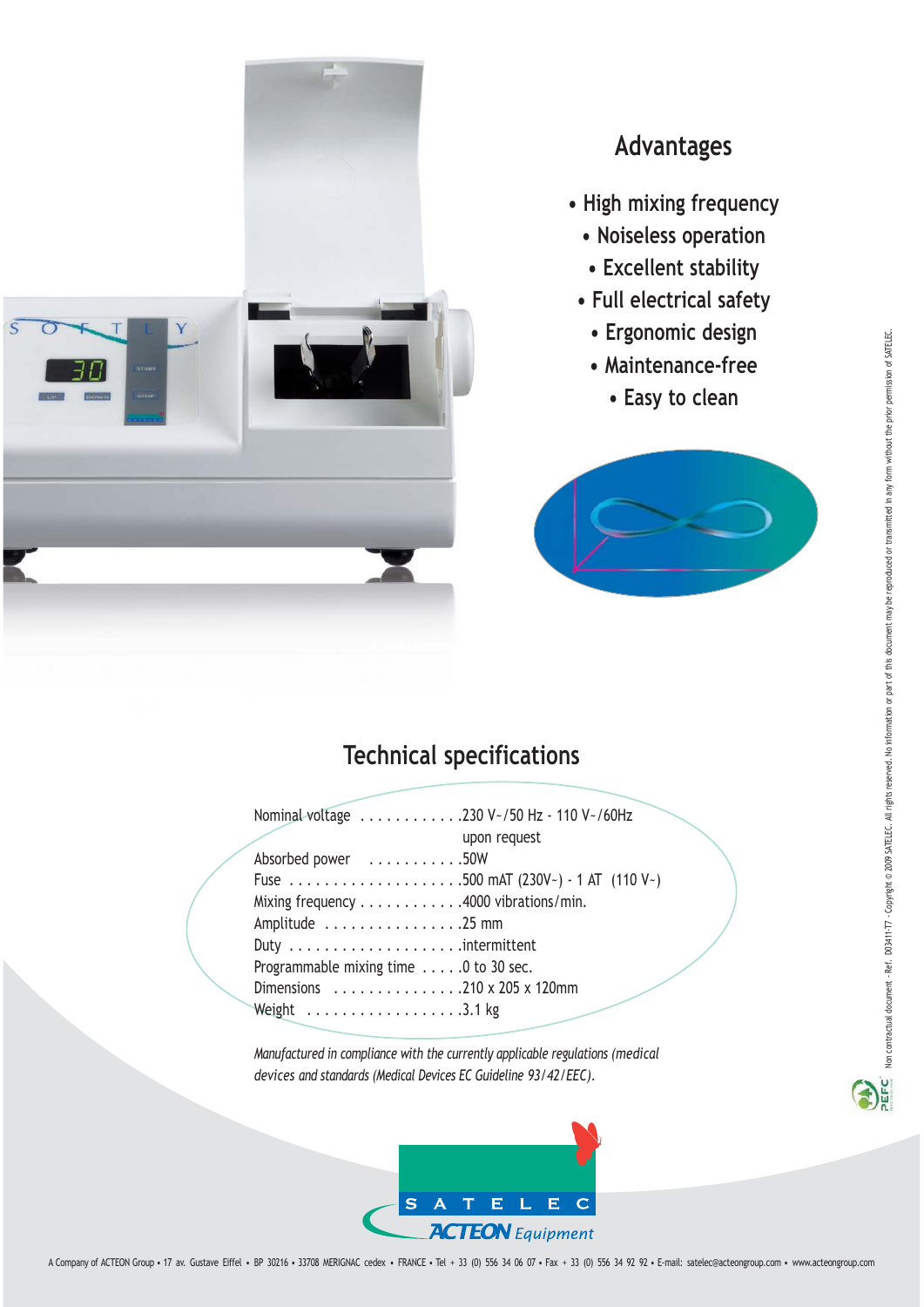## Advantages

- High mixing frequency
- Noiseless operation
- Excellent stability
- Full electrical safety
- Ergonomic design
- Maintenance-free
- Easy to clean

## Technical specifications

| | |
|---|---|
| Nominal voltage | 230 V~/50 Hz - 110 V~/60Hz upon request |
| Absorbed power | 50W |
| Fuse | 500 mAT (230V~) - 1 AT (110 V~) |
| Mixing frequency | 4000 vibrations/min. |
| Amplitude | 25 mm |
| Duty | intermittent |
| Programmable mixing time | 0 to 30 sec. |
| Dimensions | 210 x 205 x 120mm |
| Weight | 3.1 kg |

*Manufactured in compliance with the currently applicable regulations (medical devices and standards (Medical Devices EC Guideline 93/42/EEC).*

SATELEC

ACTEON Equipment

A Company of ACTEON Group • 17 av. Gustave Eiffel • BP 30216 • 33708 MERIGNAC cedex • FRANCE • Tel + 33 (0) 556 34 06 07 • Fax + 33 (0) 556 34 92 92 • E-mail: satelec@acteongroup.com • www.acteongroup.com

Non contractual document - Ref. D03411-T7 - Copyright © 2009 SATELEC. All rights reserved. No information or part of this document may be reproduced or transmitted in any form without the prior permission of SATELEC.